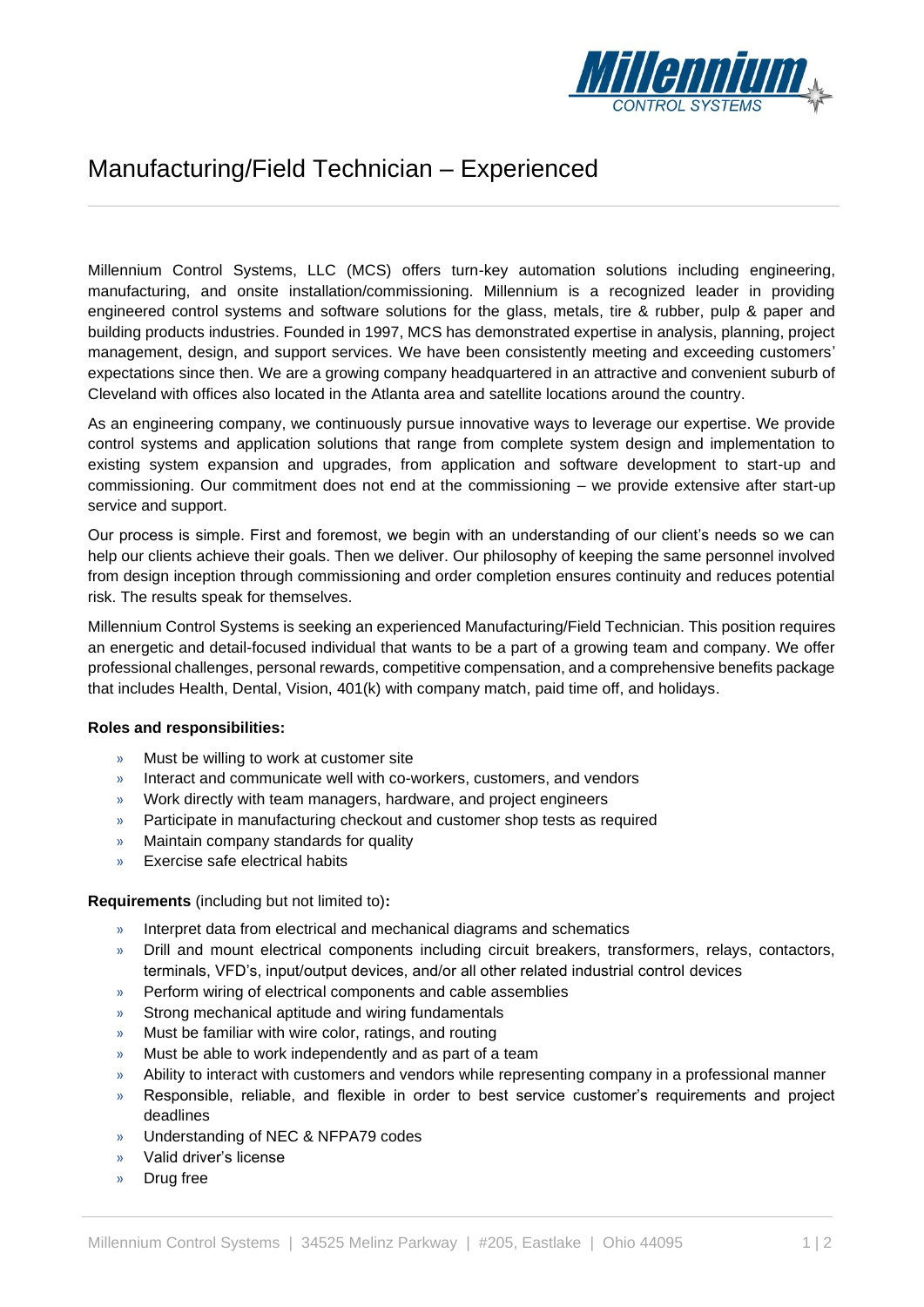# Manufacturing/Field Technician – Experienced

Millennium Control Systems, LLC (MCS) offers turn-key automation solutions including engineering, manufacturing, and onsite installation/commissioning. Millennium is a recognized leader in providing engineered control systems and software solutions for the glass, metals, tire & rubber, pulp & paper and building products industries. Founded in 1997, MCS has demonstrated expertise in analysis, planning, project management, design, and support services. We have been consistently meeting and exceeding customers' expectations since then. We are a growing company headquartered in an attractive and convenient suburb of Cleveland with offices also located in the Atlanta area and satellite locations around the country.

As an engineering company, we continuously pursue innovative ways to leverage our expertise. We provide control systems and application solutions that range from complete system design and implementation to existing system expansion and upgrades, from application and software development to start-up and commissioning. Our commitment does not end at the commissioning – we provide extensive after start-up service and support.

Our process is simple. First and foremost, we begin with an understanding of our client's needs so we can help our clients achieve their goals. Then we deliver. Our philosophy of keeping the same personnel involved from design inception through commissioning and order completion ensures continuity and reduces potential risk. The results speak for themselves.

Millennium Control Systems is seeking an experienced Manufacturing/Field Technician. This position requires an energetic and detail-focused individual that wants to be a part of a growing team and company. We offer professional challenges, personal rewards, competitive compensation, and a comprehensive benefits package that includes Health, Dental, Vision, 401(k) with company match, paid time off, and holidays.

**Roles and responsibilities:**

- Must be willing to work at customer site
- Interact and communicate well with co-workers, customers, and vendors
- Work directly with team managers, hardware, and project engineers
- Participate in manufacturing checkout and customer shop tests as required
- Maintain company standards for quality
- Exercise safe electrical habits

**Requirements** (including but not limited to)**:**

- Interpret data from electrical and mechanical diagrams and schematics
- Drill and mount electrical components including circuit breakers, transformers, relays, contactors, terminals, VFD's, input/output devices, and/or all other related industrial control devices
- Perform wiring of electrical components and cable assemblies
- Strong mechanical aptitude and wiring fundamentals
- Must be familiar with wire color, ratings, and routing
- Must be able to work independently and as part of a team
- Ability to interact with customers and vendors while representing company in a professional manner
- Responsible, reliable, and flexible in order to best service customer's requirements and project deadlines
- Understanding of NEC & NFPA79 codes
- Valid driver's license
- Drug free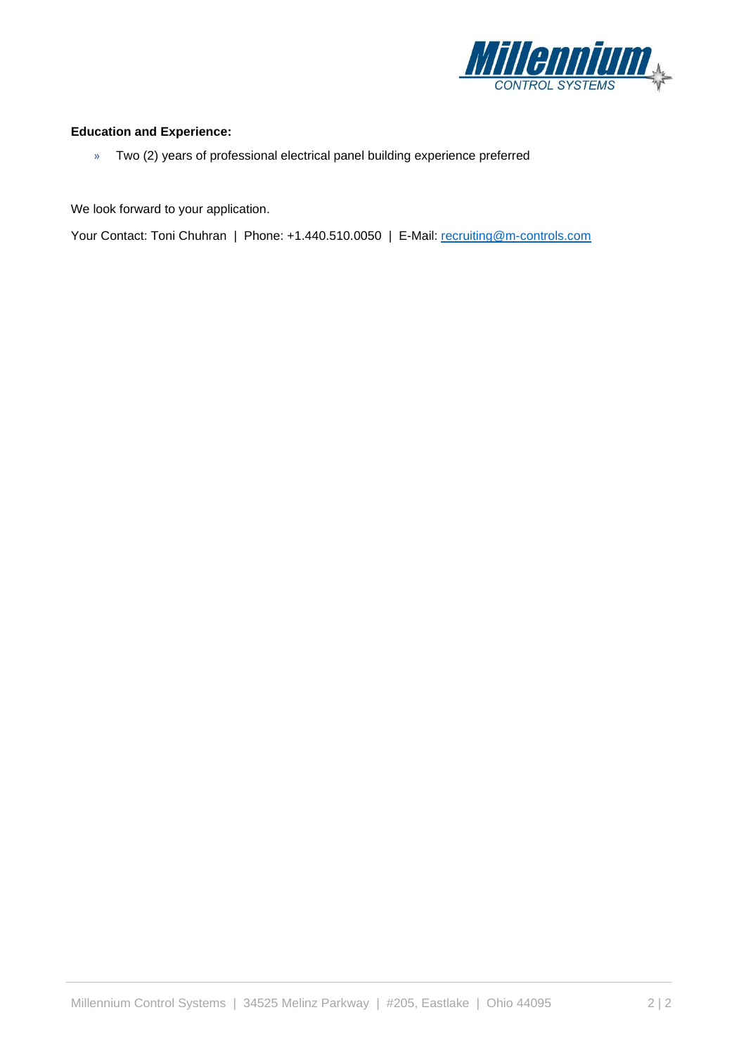**Education and Experience:**

- Two (2) years of professional electrical panel building experience preferred

We look forward to your application.

Your Contact: Toni Chuhran | Phone: +1.440.510.0050 | E-Mail: recruiting@m-controls.com